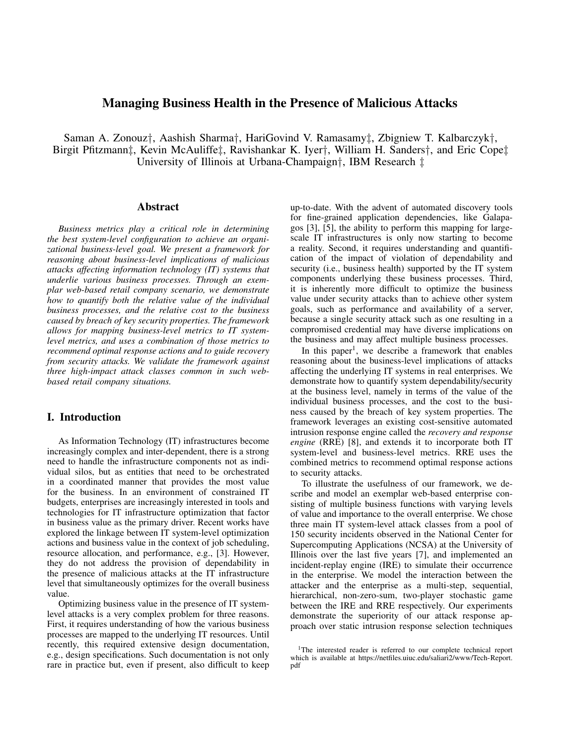# Managing Business Health in the Presence of Malicious Attacks

Saman A. Zonouz†, Aashish Sharma†, HariGovind V. Ramasamy‡, Zbigniew T. Kalbarczyk†, Birgit Pfitzmann‡, Kevin McAuliffe‡, Ravishankar K. Iyer†, William H. Sanders†, and Eric Cope‡
University of Illinois at Urbana-Champaign†, IBM Research ‡

## Abstract

*Business metrics play a critical role in determining the best system-level configuration to achieve an organizational business-level goal. We present a framework for reasoning about business-level implications of malicious attacks affecting information technology (IT) systems that underlie various business processes. Through an exemplar web-based retail company scenario, we demonstrate how to quantify both the relative value of the individual business processes, and the relative cost to the business caused by breach of key security properties. The framework allows for mapping business-level metrics to IT system-level metrics, and uses a combination of those metrics to recommend optimal response actions and to guide recovery from security attacks. We validate the framework against three high-impact attack classes common in such web-based retail company situations.*

## I. Introduction

As Information Technology (IT) infrastructures become increasingly complex and inter-dependent, there is a strong need to handle the infrastructure components not as individual silos, but as entities that need to be orchestrated in a coordinated manner that provides the most value for the business. In an environment of constrained IT budgets, enterprises are increasingly interested in tools and technologies for IT infrastructure optimization that factor in business value as the primary driver. Recent works have explored the linkage between IT system-level optimization actions and business value in the context of job scheduling, resource allocation, and performance, e.g., [3]. However, they do not address the provision of dependability in the presence of malicious attacks at the IT infrastructure level that simultaneously optimizes for the overall business value.

Optimizing business value in the presence of IT system-level attacks is a very complex problem for three reasons. First, it requires understanding of how the various business processes are mapped to the underlying IT resources. Until recently, this required extensive design documentation, e.g., design specifications. Such documentation is not only rare in practice but, even if present, also difficult to keep up-to-date. With the advent of automated discovery tools for fine-grained application dependencies, like Galapagos [3], [5], the ability to perform this mapping for large-scale IT infrastructures is only now starting to become a reality. Second, it requires understanding and quantification of the impact of violation of dependability and security (i.e., business health) supported by the IT system components underlying these business processes. Third, it is inherently more difficult to optimize the business value under security attacks than to achieve other system goals, such as performance and availability of a server, because a single security attack such as one resulting in a compromised credential may have diverse implications on the business and may affect multiple business processes.

In this paper[1], we describe a framework that enables reasoning about the business-level implications of attacks affecting the underlying IT systems in real enterprises. We demonstrate how to quantify system dependability/security at the business level, namely in terms of the value of the individual business processes, and the cost to the business caused by the breach of key system properties. The framework leverages an existing cost-sensitive automated intrusion response engine called the *recovery and response engine* (RRE) [8], and extends it to incorporate both IT system-level and business-level metrics. RRE uses the combined metrics to recommend optimal response actions to security attacks.

To illustrate the usefulness of our framework, we describe and model an exemplar web-based enterprise consisting of multiple business functions with varying levels of value and importance to the overall enterprise. We chose three main IT system-level attack classes from a pool of 150 security incidents observed in the National Center for Supercomputing Applications (NCSA) at the University of Illinois over the last five years [7], and implemented an incident-replay engine (IRE) to simulate their occurrence in the enterprise. We model the interaction between the attacker and the enterprise as a multi-step, sequential, hierarchical, non-zero-sum, two-player stochastic game between the IRE and RRE respectively. Our experiments demonstrate the superiority of our attack response approach over static intrusion response selection techniques

[1]The interested reader is referred to our complete technical report which is available at https://netfiles.uiuc.edu/saliari2/www/Tech-Report.pdf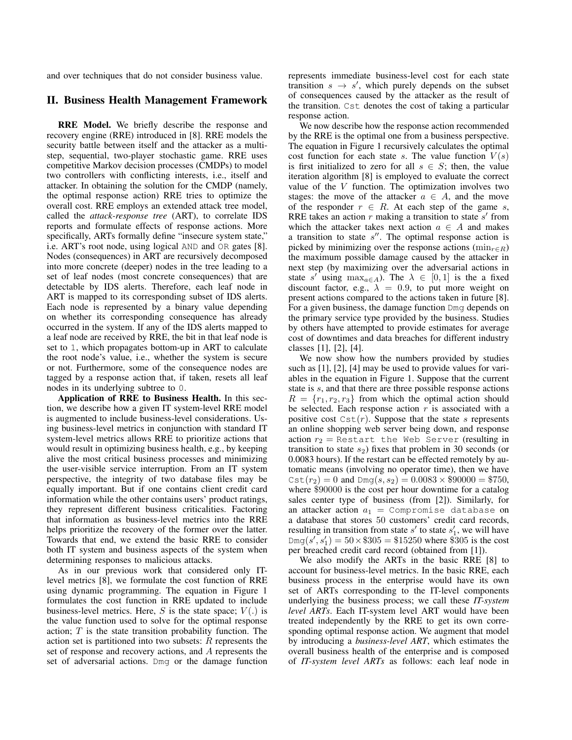and over techniques that do not consider business value.

## II. Business Health Management Framework

**RRE Model.** We briefly describe the response and recovery engine (RRE) introduced in [8]. RRE models the security battle between itself and the attacker as a multi-step, sequential, two-player stochastic game. RRE uses competitive Markov decision processes (CMDPs) to model two controllers with conflicting interests, i.e., itself and attacker. In obtaining the solution for the CMDP (namely, the optimal response action) RRE tries to optimize the overall cost. RRE employs an extended attack tree model, called the *attack-response tree* (ART), to correlate IDS reports and formulate effects of response actions. More specifically, ARTs formally define "insecure system state," i.e. ART's root node, using logical `AND` and `OR` gates [8]. Nodes (consequences) in ART are recursively decomposed into more concrete (deeper) nodes in the tree leading to a set of leaf nodes (most concrete consequences) that are detectable by IDS alerts. Therefore, each leaf node in ART is mapped to its corresponding subset of IDS alerts. Each node is represented by a binary value depending on whether its corresponding consequence has already occurred in the system. If any of the IDS alerts mapped to a leaf node are received by RRE, the bit in that leaf node is set to `1`, which propagates bottom-up in ART to calculate the root node's value, i.e., whether the system is secure or not. Furthermore, some of the consequence nodes are tagged by a response action that, if taken, resets all leaf nodes in its underlying subtree to `0`.

**Application of RRE to Business Health.** In this section, we describe how a given IT system-level RRE model is augmented to include business-level considerations. Using business-level metrics in conjunction with standard IT system-level metrics allows RRE to prioritize actions that would result in optimizing business health, e.g., by keeping alive the most critical business processes and minimizing the user-visible service interruption. From an IT system perspective, the integrity of two database files may be equally important. But if one contains client credit card information while the other contains users' product ratings, they represent different business criticalities. Factoring that information as business-level metrics into the RRE helps prioritize the recovery of the former over the latter. Towards that end, we extend the basic RRE to consider both IT system and business aspects of the system when determining responses to malicious attacks.

As in our previous work that considered only IT-level metrics [8], we formulate the cost function of RRE using dynamic programming. The equation in Figure 1 formulates the cost function in RRE updated to include business-level metrics. Here, $S$ is the state space; $V(.)$ is the value function used to solve for the optimal response action; $T$ is the state transition probability function. The action set is partitioned into two subsets: $R$ represents the set of response and recovery actions, and $A$ represents the set of adversarial actions. `Dmg` or the damage function represents immediate business-level cost for each state transition $s \rightarrow s'$, which purely depends on the subset of consequences caused by the attacker as the result of the transition. `Cst` denotes the cost of taking a particular response action.

We now describe how the response action recommended by the RRE is the optimal one from a business perspective. The equation in Figure 1 recursively calculates the optimal cost function for each state $s$. The value function $V(s)$ is first initialized to zero for all $s \in S$; then, the value iteration algorithm [8] is employed to evaluate the correct value of the $V$ function. The optimization involves two stages: the move of the attacker $a \in A$, and the move of the responder $r \in R$. At each step of the game $s$, RRE takes an action $r$ making a transition to state $s'$ from which the attacker takes next action $a \in A$ and makes a transition to state $s''$. The optimal response action is picked by minimizing over the response actions ($\min_{r \in R}$) the maximum possible damage caused by the attacker in next step (by maximizing over the adversarial actions in state $s'$ using $\max_{a \in A}$). The $\lambda \in [0, 1]$ is the a fixed discount factor, e.g., $\lambda = 0.9$, to put more weight on present actions compared to the actions taken in future [8]. For a given business, the damage function `Dmg` depends on the primary service type provided by the business. Studies by others have attempted to provide estimates for average cost of downtimes and data breaches for different industry classes [1], [2], [4].

We now show how the numbers provided by studies such as [1], [2], [4] may be used to provide values for variables in the equation in Figure 1. Suppose that the current state is $s$, and that there are three possible response actions $R = \{r_1, r_2, r_3\}$ from which the optimal action should be selected. Each response action $r$ is associated with a positive cost $\mathtt{Cst}(r)$. Suppose that the state $s$ represents an online shopping web server being down, and response action $r_2 =$ `Restart the Web Server` (resulting in transition to state $s_2$) fixes that problem in 30 seconds (or 0.0083 hours). If the restart can be effected remotely by automatic means (involving no operator time), then we have $\mathtt{Cst}(r_2) = 0$ and $\mathtt{Dmg}(s, s_2) = 0.0083 \times \$90000 = \$750$, where \$90000 is the cost per hour downtime for a catalog sales center type of business (from [2]). Similarly, for an attacker action $a_1 =$ `Compromise database` on a database that stores 50 customers' credit card records, resulting in transition from state $s'$ to state $s'_1$, we will have $\mathtt{Dmg}(s', s'_1) = 50 \times \$305 = \$15250$ where \$305 is the cost per breached credit card record (obtained from [1]).

We also modify the ARTs in the basic RRE [8] to account for business-level metrics. In the basic RRE, each business process in the enterprise would have its own set of ARTs corresponding to the IT-level components underlying the business process; we call these *IT-system level ARTs*. Each IT-system level ART would have been treated independently by the RRE to get its own corresponding optimal response action. We augment that model by introducing a *business-level ART*, which estimates the overall business health of the enterprise and is composed of *IT-system level ARTs* as follows: each leaf node in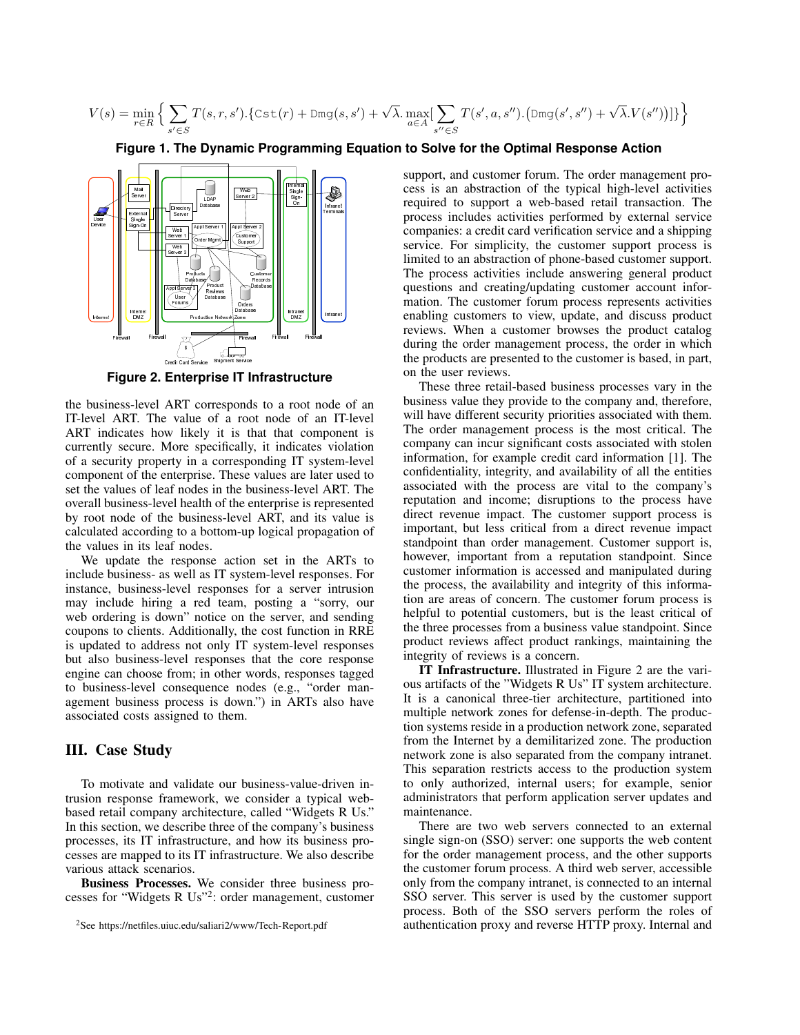$$V(s) = \min_{r \in R} \Big\{ \sum_{s' \in S} T(s, r, s').\{\texttt{Cst}(r) + \texttt{Dmg}(s, s') + \sqrt{\lambda}.\max_{a \in A}[\sum_{s'' \in S} T(s', a, s'').\big(\texttt{Dmg}(s', s'') + \sqrt{\lambda}.V(s'')\big)]\} \Big\}$$

**Figure 1. The Dynamic Programming Equation to Solve for the Optimal Response Action**

**Figure 2. Enterprise IT Infrastructure**

the business-level ART corresponds to a root node of an IT-level ART. The value of a root node of an IT-level ART indicates how likely it is that that component is currently secure. More specifically, it indicates violation of a security property in a corresponding IT system-level component of the enterprise. These values are later used to set the values of leaf nodes in the business-level ART. The overall business-level health of the enterprise is represented by root node of the business-level ART, and its value is calculated according to a bottom-up logical propagation of the values in its leaf nodes.

We update the response action set in the ARTs to include business- as well as IT system-level responses. For instance, business-level responses for a server intrusion may include hiring a red team, posting a "sorry, our web ordering is down" notice on the server, and sending coupons to clients. Additionally, the cost function in RRE is updated to address not only IT system-level responses but also business-level responses that the core response engine can choose from; in other words, responses tagged to business-level consequence nodes (e.g., "order management business process is down.") in ARTs also have associated costs assigned to them.

## III. Case Study

To motivate and validate our business-value-driven intrusion response framework, we consider a typical web-based retail company architecture, called "Widgets R Us." In this section, we describe three of the company's business processes, its IT infrastructure, and how its business processes are mapped to its IT infrastructure. We also describe various attack scenarios.

**Business Processes.** We consider three business processes for "Widgets R Us"[2]: order management, customer support, and customer forum. The order management process is an abstraction of the typical high-level activities required to support a web-based retail transaction. The process includes activities performed by external service companies: a credit card verification service and a shipping service. For simplicity, the customer support process is limited to an abstraction of phone-based customer support. The process activities include answering general product questions and creating/updating customer account information. The customer forum process represents activities enabling customers to view, update, and discuss product reviews. When a customer browses the product catalog during the order management process, the order in which the products are presented to the customer is based, in part, on the user reviews.

These three retail-based business processes vary in the business value they provide to the company and, therefore, will have different security priorities associated with them. The order management process is the most critical. The company can incur significant costs associated with stolen information, for example credit card information [1]. The confidentiality, integrity, and availability of all the entities associated with the process are vital to the company's reputation and income; disruptions to the process have direct revenue impact. The customer support process is important, but less critical from a direct revenue impact standpoint than order management. Customer support is, however, important from a reputation standpoint. Since customer information is accessed and manipulated during the process, the availability and integrity of this information are areas of concern. The customer forum process is helpful to potential customers, but is the least critical of the three processes from a business value standpoint. Since product reviews affect product rankings, maintaining the integrity of reviews is a concern.

**IT Infrastructure.** Illustrated in Figure 2 are the various artifacts of the "Widgets R Us" IT system architecture. It is a canonical three-tier architecture, partitioned into multiple network zones for defense-in-depth. The production systems reside in a production network zone, separated from the Internet by a demilitarized zone. The production network zone is also separated from the company intranet. This separation restricts access to the production system to only authorized, internal users; for example, senior administrators that perform application server updates and maintenance.

There are two web servers connected to an external single sign-on (SSO) server: one supports the web content for the order management process, and the other supports the customer forum process. A third web server, accessible only from the company intranet, is connected to an internal SSO server. This server is used by the customer support process. Both of the SSO servers perform the roles of authentication proxy and reverse HTTP proxy. Internal and

[2] See https://netfiles.uiuc.edu/saliari2/www/Tech-Report.pdf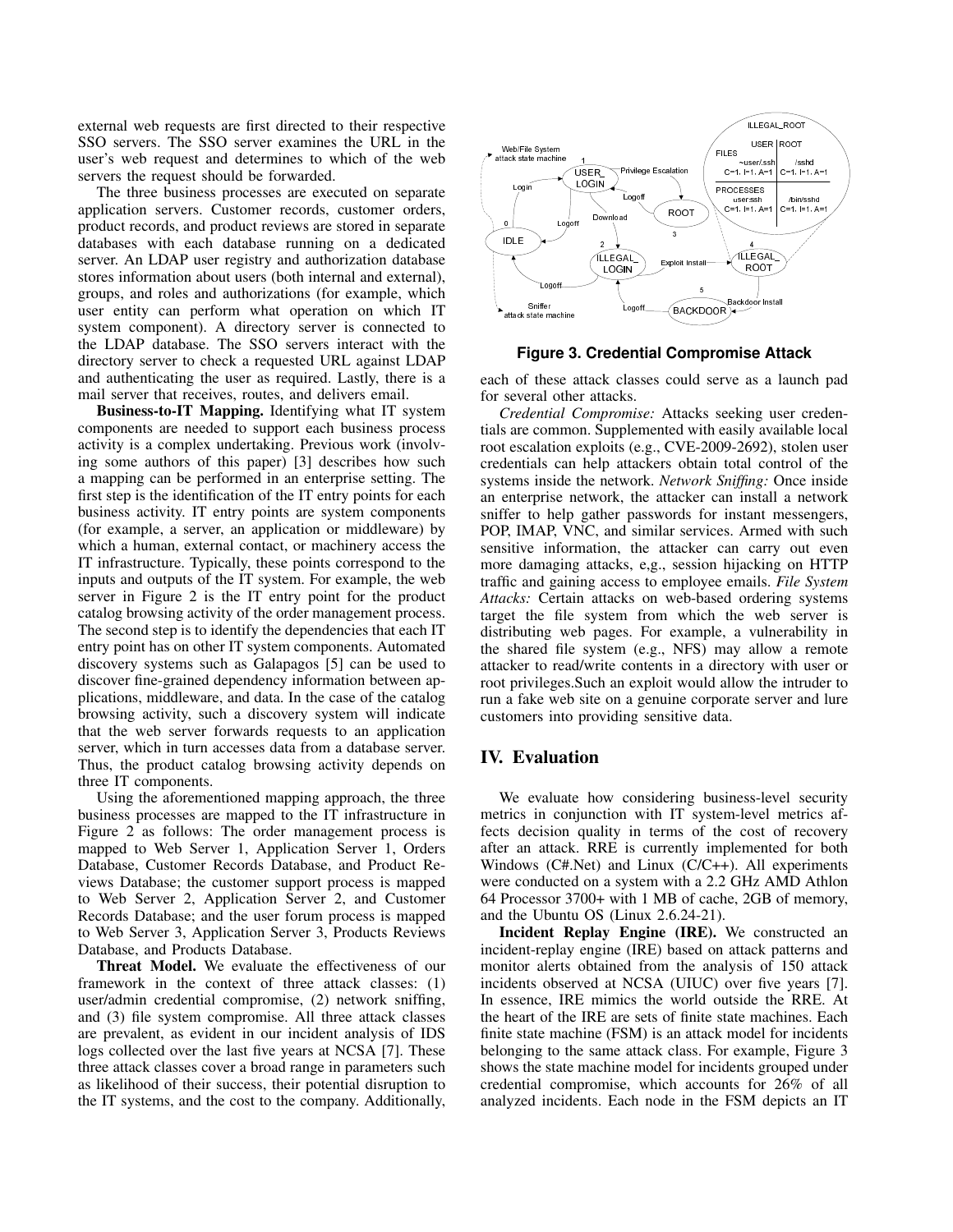external web requests are first directed to their respective SSO servers. The SSO server examines the URL in the user's web request and determines to which of the web servers the request should be forwarded.

The three business processes are executed on separate application servers. Customer records, customer orders, product records, and product reviews are stored in separate databases with each database running on a dedicated server. An LDAP user registry and authorization database stores information about users (both internal and external), groups, and roles and authorizations (for example, which user entity can perform what operation on which IT system component). A directory server is connected to the LDAP database. The SSO servers interact with the directory server to check a requested URL against LDAP and authenticating the user as required. Lastly, there is a mail server that receives, routes, and delivers email.

**Business-to-IT Mapping.** Identifying what IT system components are needed to support each business process activity is a complex undertaking. Previous work (involving some authors of this paper) [3] describes how such a mapping can be performed in an enterprise setting. The first step is the identification of the IT entry points for each business activity. IT entry points are system components (for example, a server, an application or middleware) by which a human, external contact, or machinery access the IT infrastructure. Typically, these points correspond to the inputs and outputs of the IT system. For example, the web server in Figure 2 is the IT entry point for the product catalog browsing activity of the order management process. The second step is to identify the dependencies that each IT entry point has on other IT system components. Automated discovery systems such as Galapagos [5] can be used to discover fine-grained dependency information between applications, middleware, and data. In the case of the catalog browsing activity, such a discovery system will indicate that the web server forwards requests to an application server, which in turn accesses data from a database server. Thus, the product catalog browsing activity depends on three IT components.

Using the aforementioned mapping approach, the three business processes are mapped to the IT infrastructure in Figure 2 as follows: The order management process is mapped to Web Server 1, Application Server 1, Orders Database, Customer Records Database, and Product Reviews Database; the customer support process is mapped to Web Server 2, Application Server 2, and Customer Records Database; and the user forum process is mapped to Web Server 3, Application Server 3, Products Reviews Database, and Products Database.

**Threat Model.** We evaluate the effectiveness of our framework in the context of three attack classes: (1) user/admin credential compromise, (2) network sniffing, and (3) file system compromise. All three attack classes are prevalent, as evident in our incident analysis of IDS logs collected over the last five years at NCSA [7]. These three attack classes cover a broad range in parameters such as likelihood of their success, their potential disruption to the IT systems, and the cost to the company. Additionally, each of these attack classes could serve as a launch pad for several other attacks.

**Figure 3. Credential Compromise Attack**

*Credential Compromise:* Attacks seeking user credentials are common. Supplemented with easily available local root escalation exploits (e.g., CVE-2009-2692), stolen user credentials can help attackers obtain total control of the systems inside the network. *Network Sniffing:* Once inside an enterprise network, the attacker can install a network sniffer to help gather passwords for instant messengers, POP, IMAP, VNC, and similar services. Armed with such sensitive information, the attacker can carry out even more damaging attacks, e,g., session hijacking on HTTP traffic and gaining access to employee emails. *File System Attacks:* Certain attacks on web-based ordering systems target the file system from which the web server is distributing web pages. For example, a vulnerability in the shared file system (e.g., NFS) may allow a remote attacker to read/write contents in a directory with user or root privileges.Such an exploit would allow the intruder to run a fake web site on a genuine corporate server and lure customers into providing sensitive data.

## IV. Evaluation

We evaluate how considering business-level security metrics in conjunction with IT system-level metrics affects decision quality in terms of the cost of recovery after an attack. RRE is currently implemented for both Windows (C#.Net) and Linux (C/C++). All experiments were conducted on a system with a 2.2 GHz AMD Athlon 64 Processor 3700+ with 1 MB of cache, 2GB of memory, and the Ubuntu OS (Linux 2.6.24-21).

**Incident Replay Engine (IRE).** We constructed an incident-replay engine (IRE) based on attack patterns and monitor alerts obtained from the analysis of 150 attack incidents observed at NCSA (UIUC) over five years [7]. In essence, IRE mimics the world outside the RRE. At the heart of the IRE are sets of finite state machines. Each finite state machine (FSM) is an attack model for incidents belonging to the same attack class. For example, Figure 3 shows the state machine model for incidents grouped under credential compromise, which accounts for 26% of all analyzed incidents. Each node in the FSM depicts an IT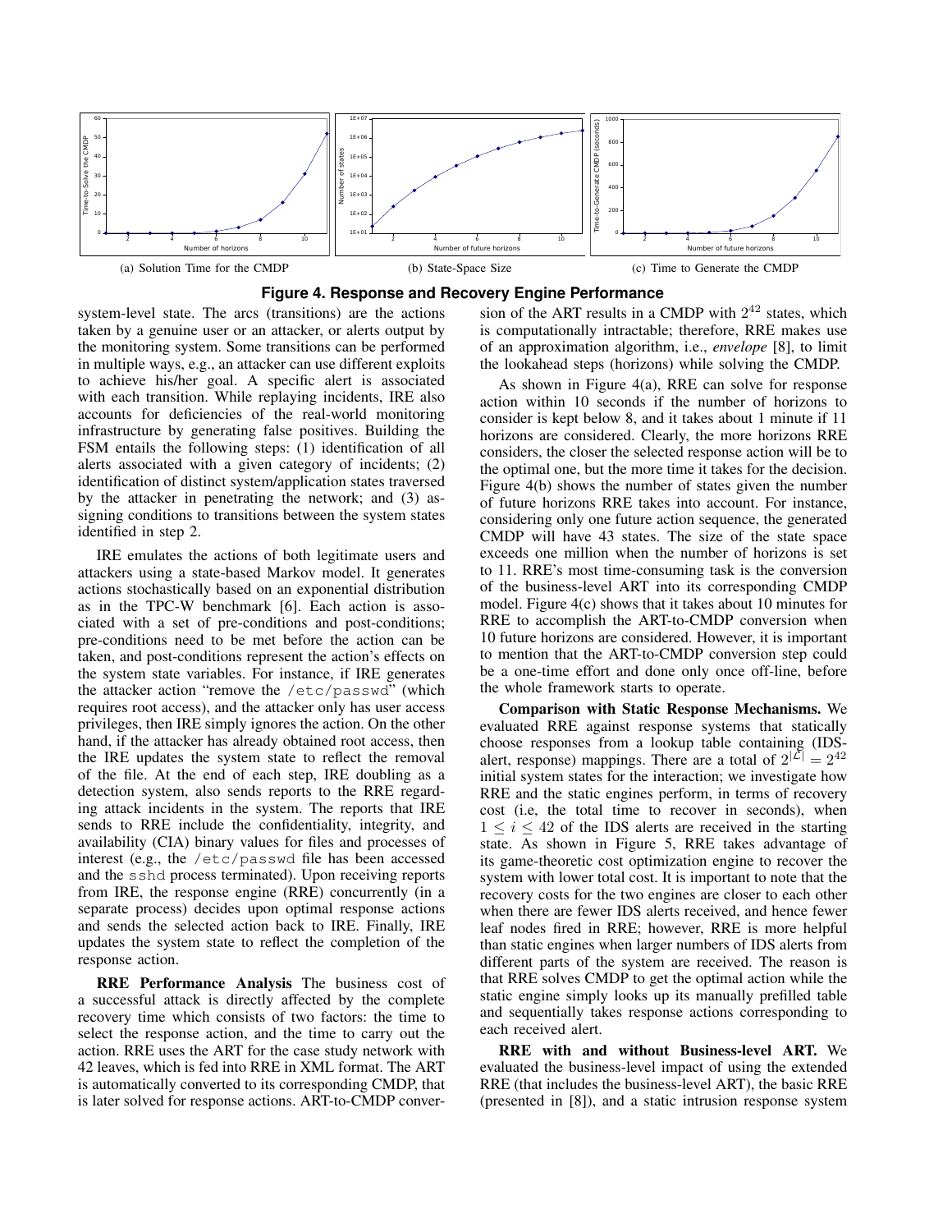(a) Solution Time for the CMDP

(b) State-Space Size

(c) Time to Generate the CMDP

**Figure 4. Response and Recovery Engine Performance**

system-level state. The arcs (transitions) are the actions taken by a genuine user or an attacker, or alerts output by the monitoring system. Some transitions can be performed in multiple ways, e.g., an attacker can use different exploits to achieve his/her goal. A specific alert is associated with each transition. While replaying incidents, IRE also accounts for deficiencies of the real-world monitoring infrastructure by generating false positives. Building the FSM entails the following steps: (1) identification of all alerts associated with a given category of incidents; (2) identification of distinct system/application states traversed by the attacker in penetrating the network; and (3) assigning conditions to transitions between the system states identified in step 2.

IRE emulates the actions of both legitimate users and attackers using a state-based Markov model. It generates actions stochastically based on an exponential distribution as in the TPC-W benchmark [6]. Each action is associated with a set of pre-conditions and post-conditions; pre-conditions need to be met before the action can be taken, and post-conditions represent the action's effects on the system state variables. For instance, if IRE generates the attacker action "remove the `/etc/passwd`" (which requires root access), and the attacker only has user access privileges, then IRE simply ignores the action. On the other hand, if the attacker has already obtained root access, then the IRE updates the system state to reflect the removal of the file. At the end of each step, IRE doubling as a detection system, also sends reports to the RRE regarding attack incidents in the system. The reports that IRE sends to RRE include the confidentiality, integrity, and availability (CIA) binary values for files and processes of interest (e.g., the `/etc/passwd` file has been accessed and the `sshd` process terminated). Upon receiving reports from IRE, the response engine (RRE) concurrently (in a separate process) decides upon optimal response actions and sends the selected action back to IRE. Finally, IRE updates the system state to reflect the completion of the response action.

**RRE Performance Analysis** The business cost of a successful attack is directly affected by the complete recovery time which consists of two factors: the time to select the response action, and the time to carry out the action. RRE uses the ART for the case study network with 42 leaves, which is fed into RRE in XML format. The ART is automatically converted to its corresponding CMDP, that is later solved for response actions. ART-to-CMDP conversion of the ART results in a CMDP with $2^{42}$ states, which is computationally intractable; therefore, RRE makes use of an approximation algorithm, i.e., *envelope* [8], to limit the lookahead steps (horizons) while solving the CMDP.

As shown in Figure 4(a), RRE can solve for response action within 10 seconds if the number of horizons to consider is kept below 8, and it takes about 1 minute if 11 horizons are considered. Clearly, the more horizons RRE considers, the closer the selected response action will be to the optimal one, but the more time it takes for the decision. Figure 4(b) shows the number of states given the number of future horizons RRE takes into account. For instance, considering only one future action sequence, the generated CMDP will have 43 states. The size of the state space exceeds one million when the number of horizons is set to 11. RRE's most time-consuming task is the conversion of the business-level ART into its corresponding CMDP model. Figure 4(c) shows that it takes about 10 minutes for RRE to accomplish the ART-to-CMDP conversion when 10 future horizons are considered. However, it is important to mention that the ART-to-CMDP conversion step could be a one-time effort and done only once off-line, before the whole framework starts to operate.

**Comparison with Static Response Mechanisms.** We evaluated RRE against response systems that statically choose responses from a lookup table containing (IDS-alert, response) mappings. There are a total of $2^{|\mathcal{L}|} = 2^{42}$ initial system states for the interaction; we investigate how RRE and the static engines perform, in terms of recovery cost (i.e, the total time to recover in seconds), when $1 \leq i \leq 42$ of the IDS alerts are received in the starting state. As shown in Figure 5, RRE takes advantage of its game-theoretic cost optimization engine to recover the system with lower total cost. It is important to note that the recovery costs for the two engines are closer to each other when there are fewer IDS alerts received, and hence fewer leaf nodes fired in RRE; however, RRE is more helpful than static engines when larger numbers of IDS alerts from different parts of the system are received. The reason is that RRE solves CMDP to get the optimal action while the static engine simply looks up its manually prefilled table and sequentially takes response actions corresponding to each received alert.

**RRE with and without Business-level ART.** We evaluated the business-level impact of using the extended RRE (that includes the business-level ART), the basic RRE (presented in [8]), and a static intrusion response system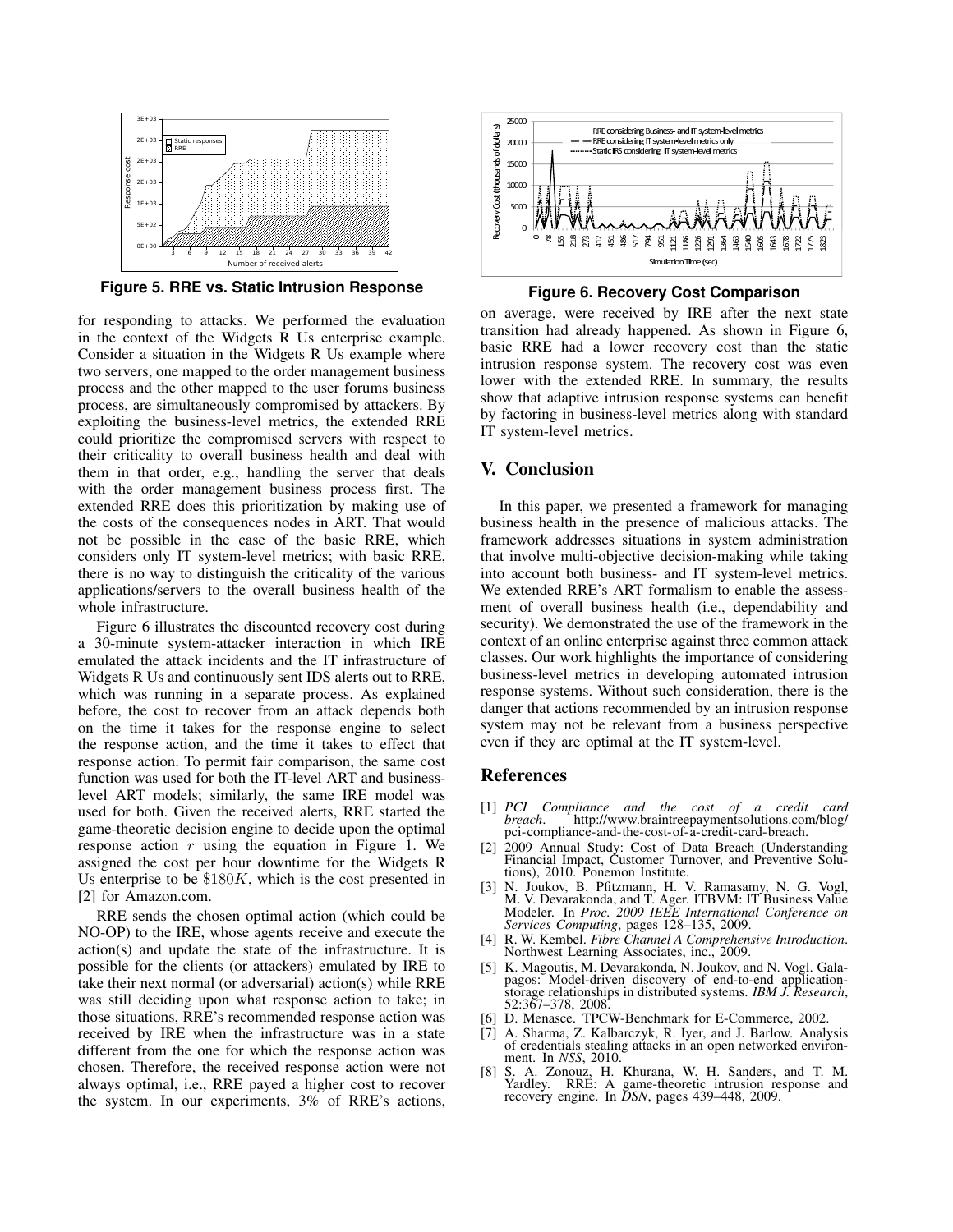3E+03

2E+03

2E+03

2E+03

1E+03

5E+02

0E+00

Static responses

RRE

Response cost

3 6 9 12 15 18 21 24 27 30 33 36 39 42

Number of received alerts

**Figure 5. RRE vs. Static Intrusion Response**

25000

20000

15000

10000

5000

0

Recovery Cost (thousands of dollars)

RRE considering Business- and IT system-level metrics

RRE considering IT system-level metrics only

Static IRS considering IT system-level metrics

0 78 155 218 273 412 451 486 517 794 951 1121 1186 1226 1291 1364 1463 1540 1605 1643 1678 1722 1775 1823

Simulation Time (sec)

**Figure 6. Recovery Cost Comparison**

for responding to attacks. We performed the evaluation in the context of the Widgets R Us enterprise example. Consider a situation in the Widgets R Us example where two servers, one mapped to the order management business process and the other mapped to the user forums business process, are simultaneously compromised by attackers. By exploiting the business-level metrics, the extended RRE could prioritize the compromised servers with respect to their criticality to overall business health and deal with them in that order, e.g., handling the server that deals with the order management business process first. The extended RRE does this prioritization by making use of the costs of the consequences nodes in ART. That would not be possible in the case of the basic RRE, which considers only IT system-level metrics; with basic RRE, there is no way to distinguish the criticality of the various applications/servers to the overall business health of the whole infrastructure.

Figure 6 illustrates the discounted recovery cost during a 30-minute system-attacker interaction in which IRE emulated the attack incidents and the IT infrastructure of Widgets R Us and continuously sent IDS alerts out to RRE, which was running in a separate process. As explained before, the cost to recover from an attack depends both on the time it takes for the response engine to select the response action, and the time it takes to effect that response action. To permit fair comparison, the same cost function was used for both the IT-level ART and business-level ART models; similarly, the same IRE model was used for both. Given the received alerts, RRE started the game-theoretic decision engine to decide upon the optimal response action $r$ using the equation in Figure 1. We assigned the cost per hour downtime for the Widgets R Us enterprise to be $\$180K$, which is the cost presented in [2] for Amazon.com.

RRE sends the chosen optimal action (which could be NO-OP) to the IRE, whose agents receive and execute the action(s) and update the state of the infrastructure. It is possible for the clients (or attackers) emulated by IRE to take their next normal (or adversarial) action(s) while RRE was still deciding upon what response action to take; in those situations, RRE's recommended response action was received by IRE when the infrastructure was in a state different from the one for which the response action was chosen. Therefore, the received response action were not always optimal, i.e., RRE payed a higher cost to recover the system. In our experiments, 3% of RRE's actions, on average, were received by IRE after the next state transition had already happened. As shown in Figure 6, basic RRE had a lower recovery cost than the static intrusion response system. The recovery cost was even lower with the extended RRE. In summary, the results show that adaptive intrusion response systems can benefit by factoring in business-level metrics along with standard IT system-level metrics.

## V. Conclusion

In this paper, we presented a framework for managing business health in the presence of malicious attacks. The framework addresses situations in system administration that involve multi-objective decision-making while taking into account both business- and IT system-level metrics. We extended RRE's ART formalism to enable the assessment of overall business health (i.e., dependability and security). We demonstrated the use of the framework in the context of an online enterprise against three common attack classes. Our work highlights the importance of considering business-level metrics in developing automated intrusion response systems. Without such consideration, there is the danger that actions recommended by an intrusion response system may not be relevant from a business perspective even if they are optimal at the IT system-level.

## References

[1] *PCI Compliance and the cost of a credit card breach*. http://www.braintreepaymentsolutions.com/blog/pci-compliance-and-the-cost-of-a-credit-card-breach.

[2] 2009 Annual Study: Cost of Data Breach (Understanding Financial Impact, Customer Turnover, and Preventive Solutions), 2010. Ponemon Institute.

[3] N. Joukov, B. Pfitzmann, H. V. Ramasamy, N. G. Vogl, M. V. Devarakonda, and T. Ager. ITBVM: IT Business Value Modeler. In *Proc. 2009 IEEE International Conference on Services Computing*, pages 128–135, 2009.

[4] R. W. Kembel. *Fibre Channel A Comprehensive Introduction*. Northwest Learning Associates, inc., 2009.

[5] K. Magoutis, M. Devarakonda, N. Joukov, and N. Vogl. Galapagos: Model-driven discovery of end-to-end application-storage relationships in distributed systems. *IBM J. Research*, 52:367–378, 2008.

[6] D. Menasce. TPCW-Benchmark for E-Commerce, 2002.

[7] A. Sharma, Z. Kalbarczyk, R. Iyer, and J. Barlow. Analysis of credentials stealing attacks in an open networked environment. In *NSS*, 2010.

[8] S. A. Zonouz, H. Khurana, W. H. Sanders, and T. M. Yardley. RRE: A game-theoretic intrusion response and recovery engine. In *DSN*, pages 439–448, 2009.